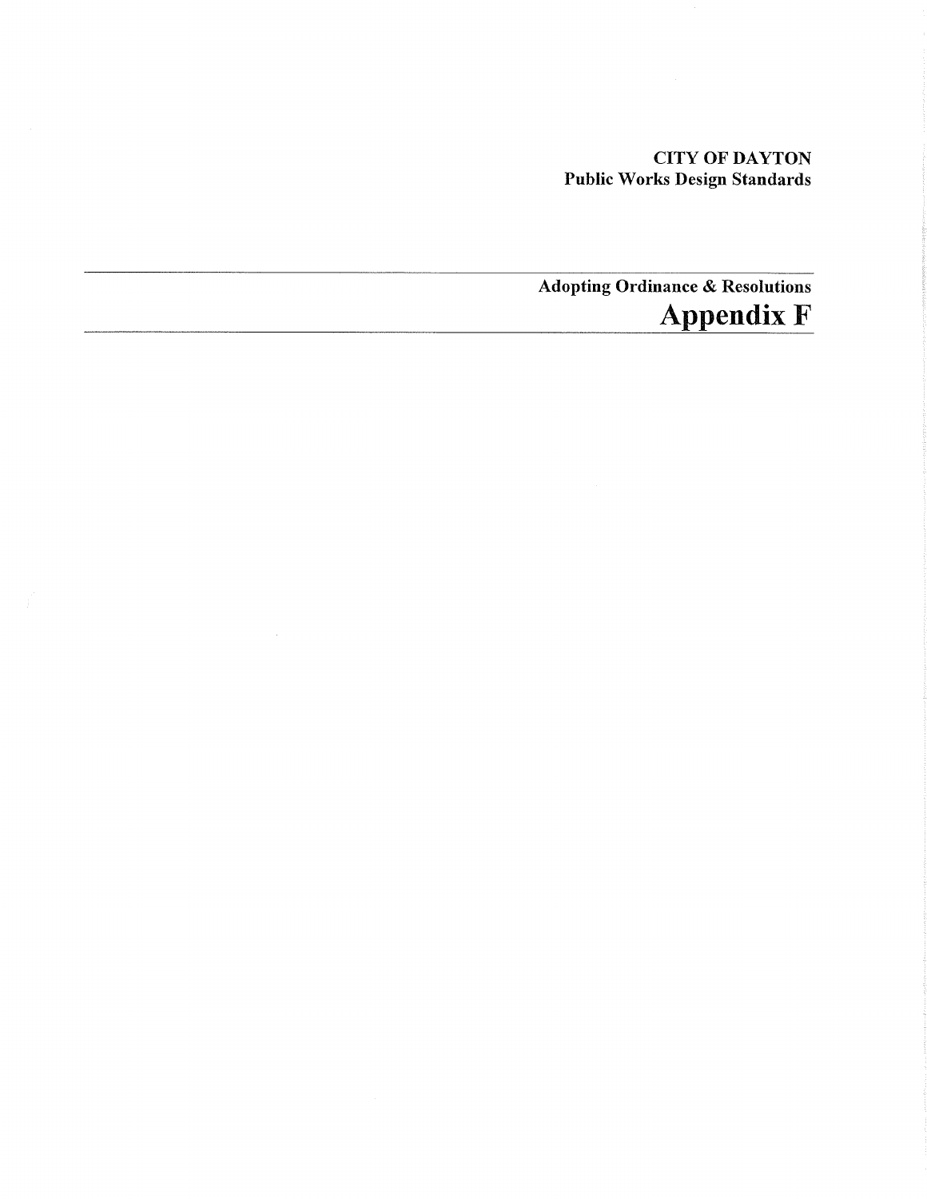**CITY OF DAYTON**
**Public Works Design Standards**

---

## Adopting Ordinance & Resolutions

# Appendix F

---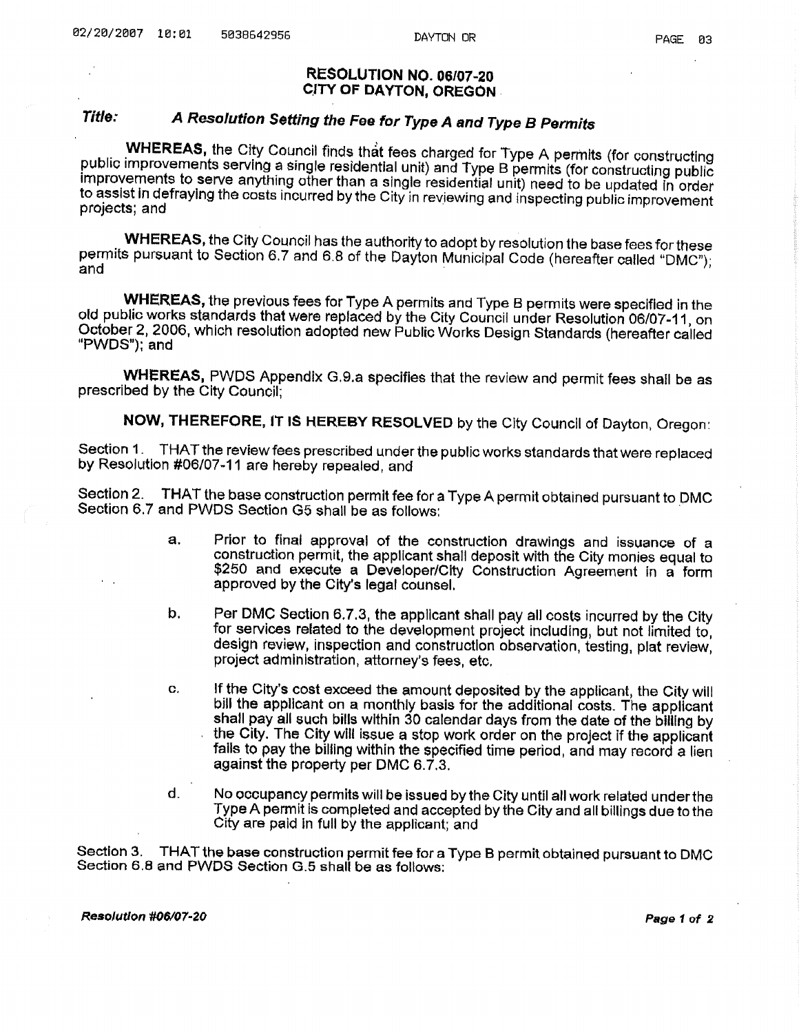# RESOLUTION NO. 06/07-20
## CITY OF DAYTON, OREGON

***Title:*** ***A Resolution Setting the Fee for Type A and Type B Permits***

**WHEREAS,** the City Council finds that fees charged for Type A permits (for constructing public improvements serving a single residential unit) and Type B permits (for constructing public improvements to serve anything other than a single residential unit) need to be updated in order to assist in defraying the costs incurred by the City in reviewing and inspecting public improvement projects; and

**WHEREAS,** the City Council has the authority to adopt by resolution the base fees for these permits pursuant to Section 6.7 and 6.8 of the Dayton Municipal Code (hereafter called "DMC"); and

**WHEREAS,** the previous fees for Type A permits and Type B permits were specified in the old public works standards that were replaced by the City Council under Resolution 06/07-11, on October 2, 2006, which resolution adopted new Public Works Design Standards (hereafter called "PWDS"); and

**WHEREAS,** PWDS Appendix G.9.a specifies that the review and permit fees shall be as prescribed by the City Council;

**NOW, THEREFORE, IT IS HEREBY RESOLVED** by the City Council of Dayton, Oregon:

Section 1. THAT the review fees prescribed under the public works standards that were replaced by Resolution #06/07-11 are hereby repealed, and

Section 2. THAT the base construction permit fee for a Type A permit obtained pursuant to DMC Section 6.7 and PWDS Section G5 shall be as follows:

a. Prior to final approval of the construction drawings and issuance of a construction permit, the applicant shall deposit with the City monies equal to $250 and execute a Developer/City Construction Agreement in a form approved by the City's legal counsel.

b. Per DMC Section 6.7.3, the applicant shall pay all costs incurred by the City for services related to the development project including, but not limited to, design review, inspection and construction observation, testing, plat review, project administration, attorney's fees, etc.

c. If the City's cost exceed the amount deposited by the applicant, the City will bill the applicant on a monthly basis for the additional costs. The applicant shall pay all such bills within 30 calendar days from the date of the billing by the City. The City will issue a stop work order on the project if the applicant fails to pay the billing within the specified time period, and may record a lien against the property per DMC 6.7.3.

d. No occupancy permits will be issued by the City until all work related under the Type A permit is completed and accepted by the City and all billings due to the City are paid in full by the applicant; and

Section 3. THAT the base construction permit fee for a Type B permit obtained pursuant to DMC Section 6.8 and PWDS Section G.5 shall be as follows: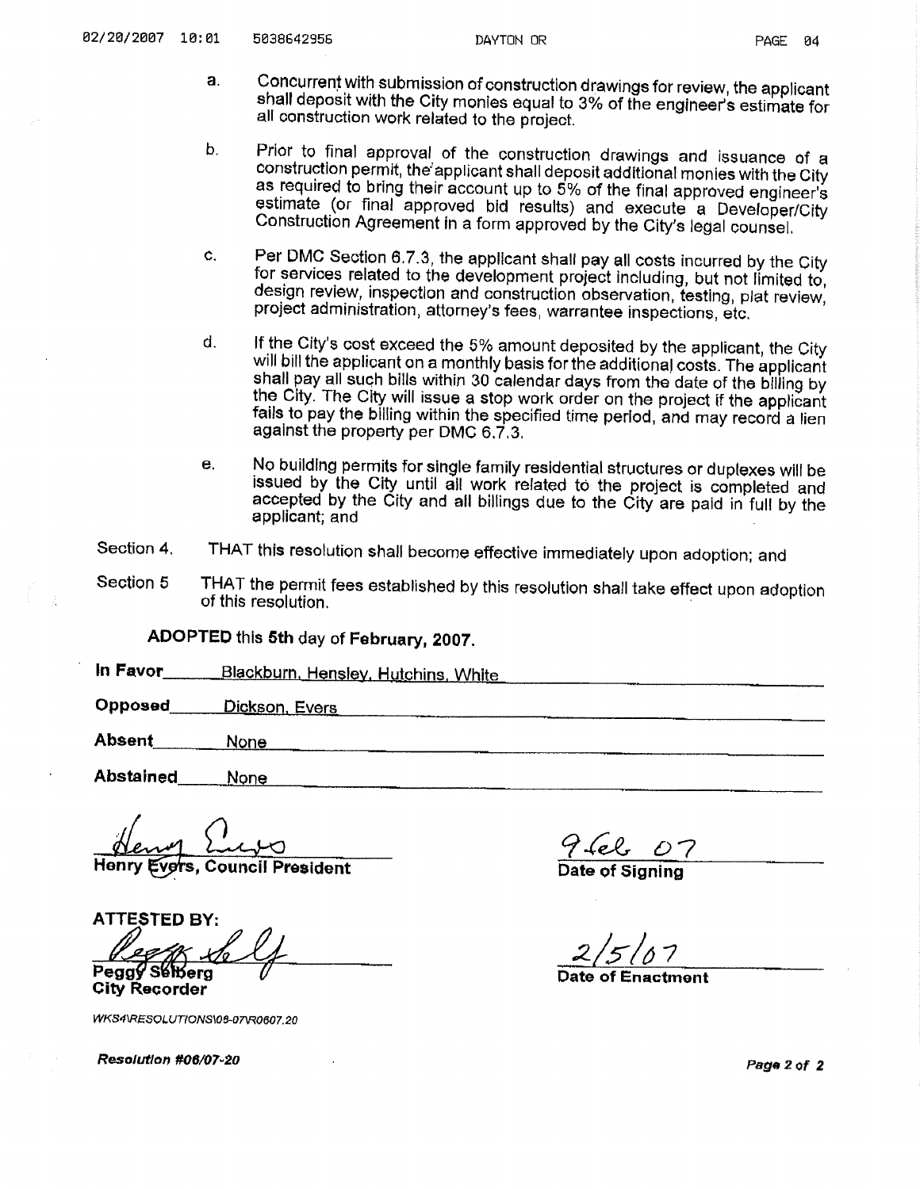a. Concurrent with submission of construction drawings for review, the applicant shall deposit with the City monies equal to 3% of the engineer's estimate for all construction work related to the project.

b. Prior to final approval of the construction drawings and issuance of a construction permit, the applicant shall deposit additional monies with the City as required to bring their account up to 5% of the final approved engineer's estimate (or final approved bid results) and execute a Developer/City Construction Agreement in a form approved by the City's legal counsel.

c. Per DMC Section 6.7.3, the applicant shall pay all costs incurred by the City for services related to the development project including, but not limited to, design review, inspection and construction observation, testing, plat review, project administration, attorney's fees, warrantee inspections, etc.

d. If the City's cost exceed the 5% amount deposited by the applicant, the City will bill the applicant on a monthly basis for the additional costs. The applicant shall pay all such bills within 30 calendar days from the date of the billing by the City. The City will issue a stop work order on the project if the applicant fails to pay the billing within the specified time period, and may record a lien against the property per DMC 6.7.3.

e. No building permits for single family residential structures or duplexes will be issued by the City until all work related to the project is completed and accepted by the City and all billings due to the City are paid in full by the applicant; and

Section 4. THAT this resolution shall become effective immediately upon adoption; and

Section 5 THAT the permit fees established by this resolution shall take effect upon adoption of this resolution.

**ADOPTED** this **5th** day of **February, 2007.**

**In Favor** Blackburn, Hensley, Hutchins, White

**Opposed** Dickson, Evers

**Absent** None

**Abstained** None

**Henry Evers, Council President**

9 Feb 07
**Date of Signing**

**ATTESTED BY:**

**Peggy Selberg**
**City Recorder**

2/5/07
**Date of Enactment**

*WKS4\RESOLUTIONS\06-07\R0607.20*

***Resolution #06/07-20***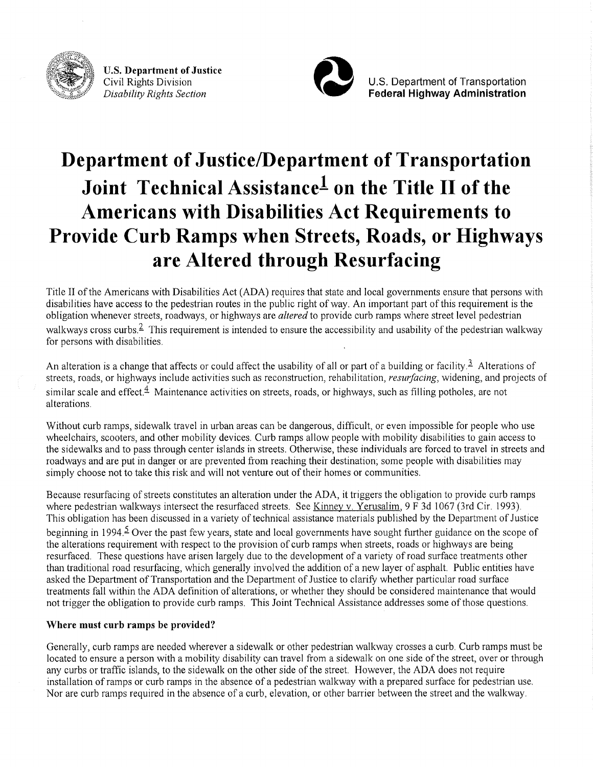**U.S. Department of Justice**
Civil Rights Division
*Disability Rights Section*

U.S. Department of Transportation
**Federal Highway Administration**

# Department of Justice/Department of Transportation Joint Technical Assistance[1] on the Title II of the Americans with Disabilities Act Requirements to Provide Curb Ramps when Streets, Roads, or Highways are Altered through Resurfacing

Title II of the Americans with Disabilities Act (ADA) requires that state and local governments ensure that persons with disabilities have access to the pedestrian routes in the public right of way. An important part of this requirement is the obligation whenever streets, roadways, or highways are *altered* to provide curb ramps where street level pedestrian walkways cross curbs.[2] This requirement is intended to ensure the accessibility and usability of the pedestrian walkway for persons with disabilities.

An alteration is a change that affects or could affect the usability of all or part of a building or facility.[3] Alterations of streets, roads, or highways include activities such as reconstruction, rehabilitation, *resurfacing*, widening, and projects of similar scale and effect.[4] Maintenance activities on streets, roads, or highways, such as filling potholes, are not alterations.

Without curb ramps, sidewalk travel in urban areas can be dangerous, difficult, or even impossible for people who use wheelchairs, scooters, and other mobility devices. Curb ramps allow people with mobility disabilities to gain access to the sidewalks and to pass through center islands in streets. Otherwise, these individuals are forced to travel in streets and roadways and are put in danger or are prevented from reaching their destination; some people with disabilities may simply choose not to take this risk and will not venture out of their homes or communities.

Because resurfacing of streets constitutes an alteration under the ADA, it triggers the obligation to provide curb ramps where pedestrian walkways intersect the resurfaced streets. See Kinney v. Yerusalim, 9 F 3d 1067 (3rd Cir. 1993). This obligation has been discussed in a variety of technical assistance materials published by the Department of Justice beginning in 1994.[5] Over the past few years, state and local governments have sought further guidance on the scope of the alterations requirement with respect to the provision of curb ramps when streets, roads or highways are being resurfaced. These questions have arisen largely due to the development of a variety of road surface treatments other than traditional road resurfacing, which generally involved the addition of a new layer of asphalt. Public entities have asked the Department of Transportation and the Department of Justice to clarify whether particular road surface treatments fall within the ADA definition of alterations, or whether they should be considered maintenance that would not trigger the obligation to provide curb ramps. This Joint Technical Assistance addresses some of those questions.

### Where must curb ramps be provided?

Generally, curb ramps are needed wherever a sidewalk or other pedestrian walkway crosses a curb. Curb ramps must be located to ensure a person with a mobility disability can travel from a sidewalk on one side of the street, over or through any curbs or traffic islands, to the sidewalk on the other side of the street. However, the ADA does not require installation of ramps or curb ramps in the absence of a pedestrian walkway with a prepared surface for pedestrian use. Nor are curb ramps required in the absence of a curb, elevation, or other barrier between the street and the walkway.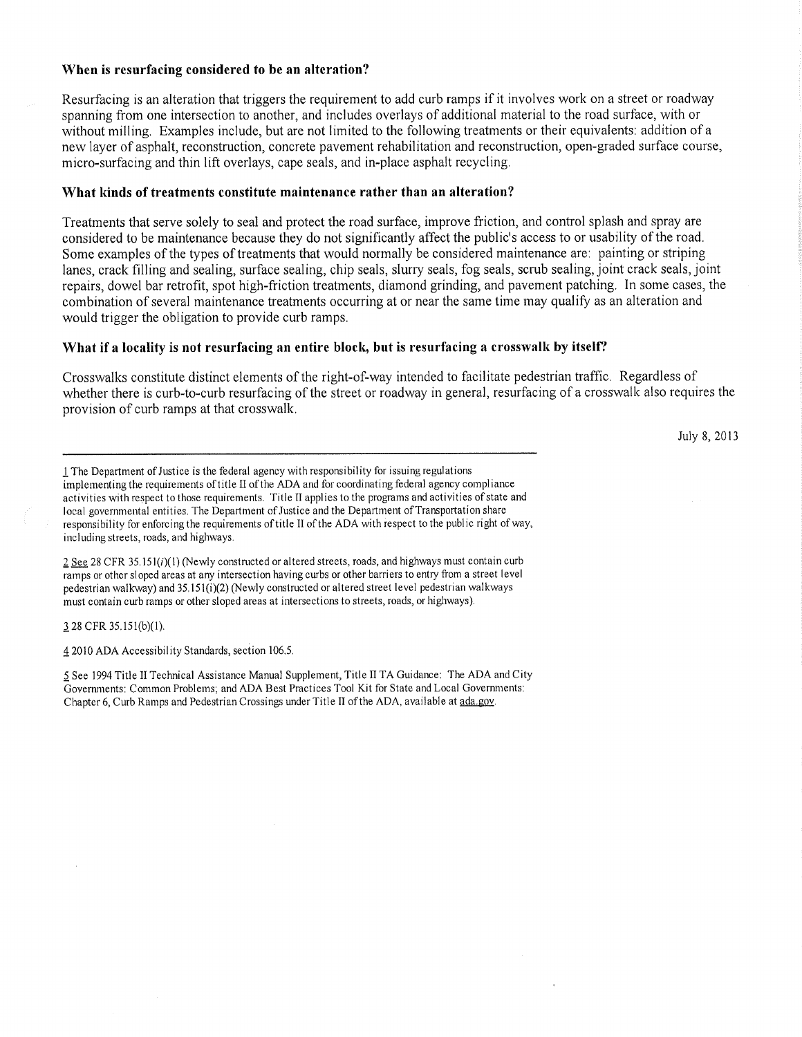### When is resurfacing considered to be an alteration?

Resurfacing is an alteration that triggers the requirement to add curb ramps if it involves work on a street or roadway spanning from one intersection to another, and includes overlays of additional material to the road surface, with or without milling. Examples include, but are not limited to the following treatments or their equivalents: addition of a new layer of asphalt, reconstruction, concrete pavement rehabilitation and reconstruction, open-graded surface course, micro-surfacing and thin lift overlays, cape seals, and in-place asphalt recycling.

### What kinds of treatments constitute maintenance rather than an alteration?

Treatments that serve solely to seal and protect the road surface, improve friction, and control splash and spray are considered to be maintenance because they do not significantly affect the public's access to or usability of the road. Some examples of the types of treatments that would normally be considered maintenance are: painting or striping lanes, crack filling and sealing, surface sealing, chip seals, slurry seals, fog seals, scrub sealing, joint crack seals, joint repairs, dowel bar retrofit, spot high-friction treatments, diamond grinding, and pavement patching. In some cases, the combination of several maintenance treatments occurring at or near the same time may qualify as an alteration and would trigger the obligation to provide curb ramps.

### What if a locality is not resurfacing an entire block, but is resurfacing a crosswalk by itself?

Crosswalks constitute distinct elements of the right-of-way intended to facilitate pedestrian traffic. Regardless of whether there is curb-to-curb resurfacing of the street or roadway in general, resurfacing of a crosswalk also requires the provision of curb ramps at that crosswalk.

July 8, 2013

---

1 The Department of Justice is the federal agency with responsibility for issuing regulations implementing the requirements of title II of the ADA and for coordinating federal agency compliance activities with respect to those requirements. Title II applies to the programs and activities of state and local governmental entities. The Department of Justice and the Department of Transportation share responsibility for enforcing the requirements of title II of the ADA with respect to the public right of way, including streets, roads, and highways.

2 See 28 CFR 35.151(*i*)(1) (Newly constructed or altered streets, roads, and highways must contain curb ramps or other sloped areas at any intersection having curbs or other barriers to entry from a street level pedestrian walkway) and 35.151(i)(2) (Newly constructed or altered street level pedestrian walkways must contain curb ramps or other sloped areas at intersections to streets, roads, or highways).

3 28 CFR 35.151(b)(1).

4 2010 ADA Accessibility Standards, section 106.5.

5 See 1994 Title II Technical Assistance Manual Supplement, Title II TA Guidance: The ADA and City Governments: Common Problems; and ADA Best Practices Tool Kit for State and Local Governments: Chapter 6, Curb Ramps and Pedestrian Crossings under Title II of the ADA, available at ada.gov.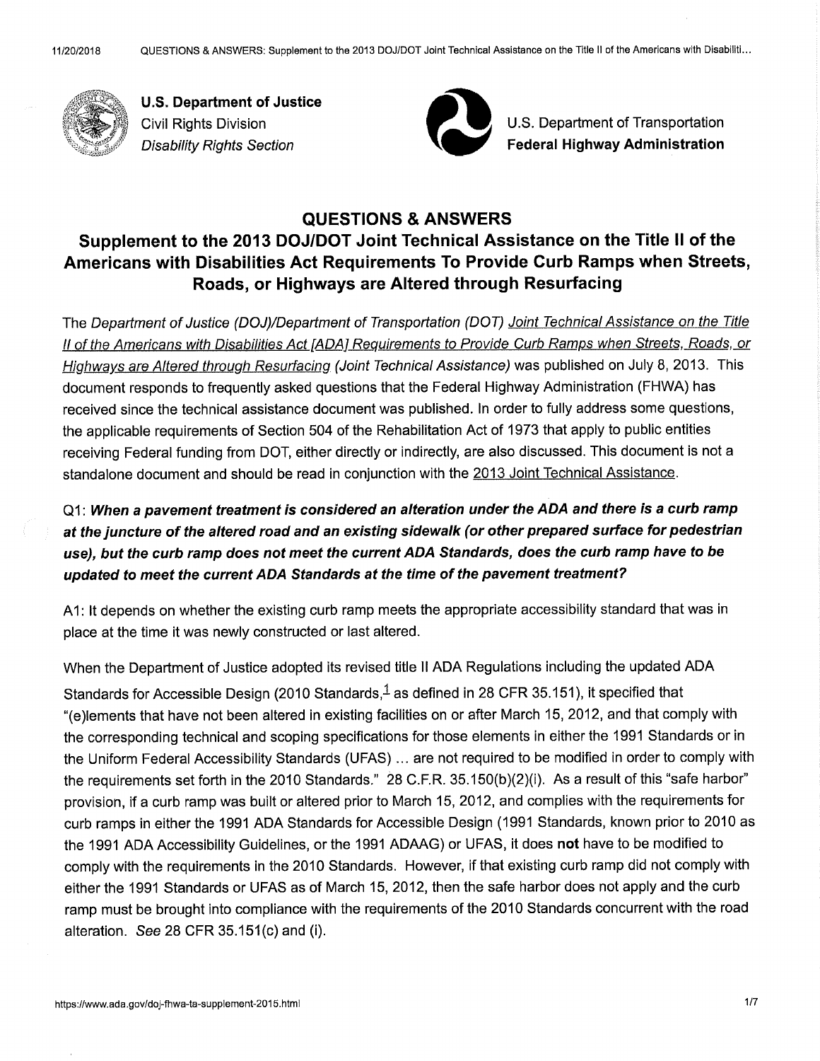**U.S. Department of Justice**
Civil Rights Division
*Disability Rights Section*

U.S. Department of Transportation
**Federal Highway Administration**

## QUESTIONS & ANSWERS

## Supplement to the 2013 DOJ/DOT Joint Technical Assistance on the Title II of the Americans with Disabilities Act Requirements To Provide Curb Ramps when Streets, Roads, or Highways are Altered through Resurfacing

The *Department of Justice (DOJ)/Department of Transportation (DOT) Joint Technical Assistance on the Title II of the Americans with Disabilities Act [ADA] Requirements to Provide Curb Ramps when Streets, Roads, or Highways are Altered through Resurfacing (Joint Technical Assistance)* was published on July 8, 2013. This document responds to frequently asked questions that the Federal Highway Administration (FHWA) has received since the technical assistance document was published. In order to fully address some questions, the applicable requirements of Section 504 of the Rehabilitation Act of 1973 that apply to public entities receiving Federal funding from DOT, either directly or indirectly, are also discussed. This document is not a standalone document and should be read in conjunction with the 2013 Joint Technical Assistance.

Q1: ***When a pavement treatment is considered an alteration under the ADA and there is a curb ramp at the juncture of the altered road and an existing sidewalk (or other prepared surface for pedestrian use), but the curb ramp does not meet the current ADA Standards, does the curb ramp have to be updated to meet the current ADA Standards at the time of the pavement treatment?***

A1: It depends on whether the existing curb ramp meets the appropriate accessibility standard that was in place at the time it was newly constructed or last altered.

When the Department of Justice adopted its revised title II ADA Regulations including the updated ADA Standards for Accessible Design (2010 Standards,[1] as defined in 28 CFR 35.151), it specified that "(e)lements that have not been altered in existing facilities on or after March 15, 2012, and that comply with the corresponding technical and scoping specifications for those elements in either the 1991 Standards or in the Uniform Federal Accessibility Standards (UFAS) ... are not required to be modified in order to comply with the requirements set forth in the 2010 Standards." 28 C.F.R. 35.150(b)(2)(i). As a result of this "safe harbor" provision, if a curb ramp was built or altered prior to March 15, 2012, and complies with the requirements for curb ramps in either the 1991 ADA Standards for Accessible Design (1991 Standards, known prior to 2010 as the 1991 ADA Accessibility Guidelines, or the 1991 ADAAG) or UFAS, it does **not** have to be modified to comply with the requirements in the 2010 Standards. However, if that existing curb ramp did not comply with either the 1991 Standards or UFAS as of March 15, 2012, then the safe harbor does not apply and the curb ramp must be brought into compliance with the requirements of the 2010 Standards concurrent with the road alteration. *See* 28 CFR 35.151(c) and (i).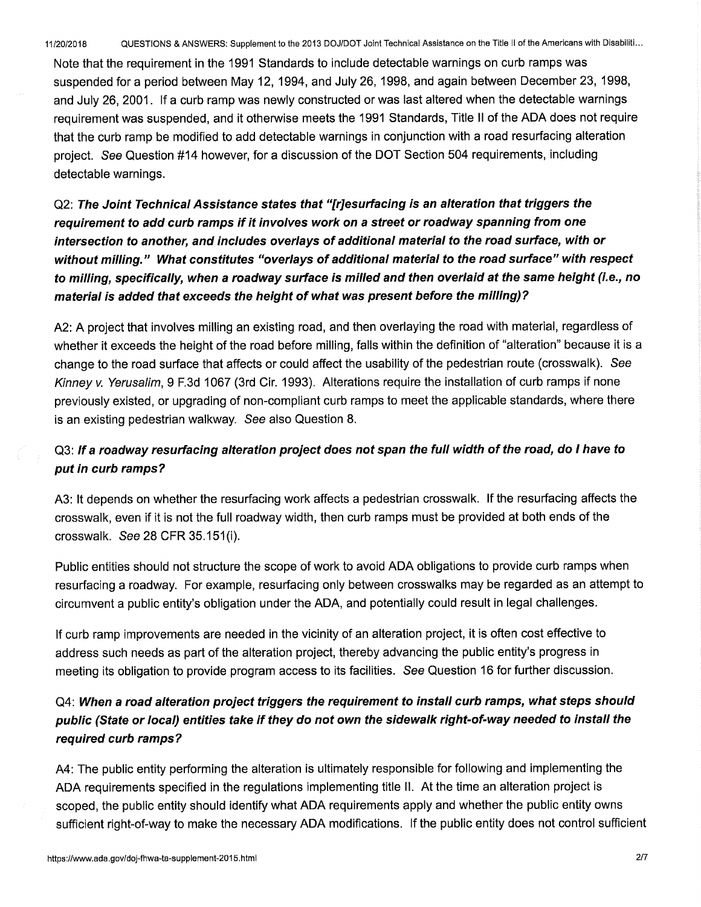Note that the requirement in the 1991 Standards to include detectable warnings on curb ramps was suspended for a period between May 12, 1994, and July 26, 1998, and again between December 23, 1998, and July 26, 2001. If a curb ramp was newly constructed or was last altered when the detectable warnings requirement was suspended, and it otherwise meets the 1991 Standards, Title II of the ADA does not require that the curb ramp be modified to add detectable warnings in conjunction with a road resurfacing alteration project. *See* Question #14 however, for a discussion of the DOT Section 504 requirements, including detectable warnings.

Q2: ***The Joint Technical Assistance states that "[r]esurfacing is an alteration that triggers the requirement to add curb ramps if it involves work on a street or roadway spanning from one intersection to another, and includes overlays of additional material to the road surface, with or without milling." What constitutes "overlays of additional material to the road surface" with respect to milling, specifically, when a roadway surface is milled and then overlaid at the same height (i.e., no material is added that exceeds the height of what was present before the milling)?***

A2: A project that involves milling an existing road, and then overlaying the road with material, regardless of whether it exceeds the height of the road before milling, falls within the definition of "alteration" because it is a change to the road surface that affects or could affect the usability of the pedestrian route (crosswalk). *See Kinney v. Yerusalim*, 9 F.3d 1067 (3rd Cir. 1993). Alterations require the installation of curb ramps if none previously existed, or upgrading of non-compliant curb ramps to meet the applicable standards, where there is an existing pedestrian walkway. *See* also Question 8.

Q3: ***If a roadway resurfacing alteration project does not span the full width of the road, do I have to put in curb ramps?***

A3: It depends on whether the resurfacing work affects a pedestrian crosswalk. If the resurfacing affects the crosswalk, even if it is not the full roadway width, then curb ramps must be provided at both ends of the crosswalk. *See* 28 CFR 35.151(i).

Public entities should not structure the scope of work to avoid ADA obligations to provide curb ramps when resurfacing a roadway. For example, resurfacing only between crosswalks may be regarded as an attempt to circumvent a public entity's obligation under the ADA, and potentially could result in legal challenges.

If curb ramp improvements are needed in the vicinity of an alteration project, it is often cost effective to address such needs as part of the alteration project, thereby advancing the public entity's progress in meeting its obligation to provide program access to its facilities. *See* Question 16 for further discussion.

Q4: ***When a road alteration project triggers the requirement to install curb ramps, what steps should public (State or local) entities take if they do not own the sidewalk right-of-way needed to install the required curb ramps?***

A4: The public entity performing the alteration is ultimately responsible for following and implementing the ADA requirements specified in the regulations implementing title II. At the time an alteration project is scoped, the public entity should identify what ADA requirements apply and whether the public entity owns sufficient right-of-way to make the necessary ADA modifications. If the public entity does not control sufficient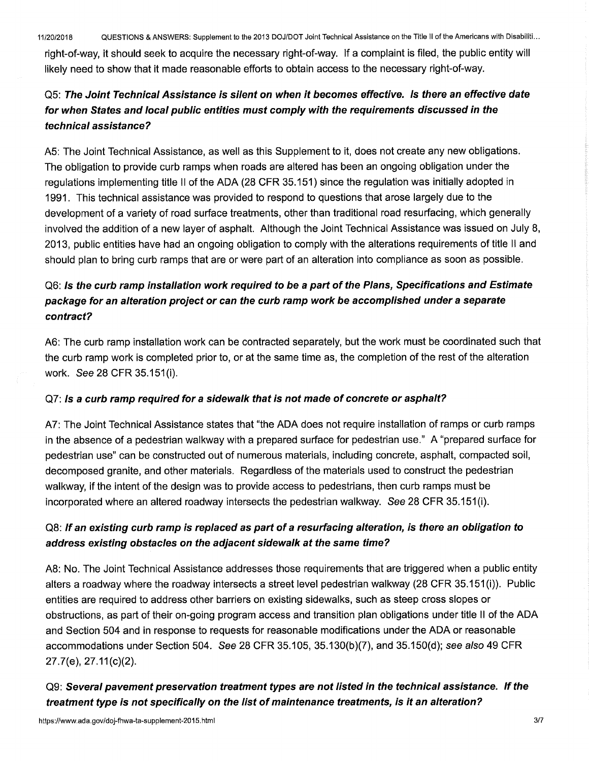right-of-way, it should seek to acquire the necessary right-of-way. If a complaint is filed, the public entity will likely need to show that it made reasonable efforts to obtain access to the necessary right-of-way.

### Q5: *The Joint Technical Assistance is silent on when it becomes effective. Is there an effective date for when States and local public entities must comply with the requirements discussed in the technical assistance?*

A5: The Joint Technical Assistance, as well as this Supplement to it, does not create any new obligations. The obligation to provide curb ramps when roads are altered has been an ongoing obligation under the regulations implementing title II of the ADA (28 CFR 35.151) since the regulation was initially adopted in 1991. This technical assistance was provided to respond to questions that arose largely due to the development of a variety of road surface treatments, other than traditional road resurfacing, which generally involved the addition of a new layer of asphalt. Although the Joint Technical Assistance was issued on July 8, 2013, public entities have had an ongoing obligation to comply with the alterations requirements of title II and should plan to bring curb ramps that are or were part of an alteration into compliance as soon as possible.

### Q6: *Is the curb ramp installation work required to be a part of the Plans, Specifications and Estimate package for an alteration project or can the curb ramp work be accomplished under a separate contract?*

A6: The curb ramp installation work can be contracted separately, but the work must be coordinated such that the curb ramp work is completed prior to, or at the same time as, the completion of the rest of the alteration work. *See* 28 CFR 35.151(i).

### Q7: *Is a curb ramp required for a sidewalk that is not made of concrete or asphalt?*

A7: The Joint Technical Assistance states that "the ADA does not require installation of ramps or curb ramps in the absence of a pedestrian walkway with a prepared surface for pedestrian use." A "prepared surface for pedestrian use" can be constructed out of numerous materials, including concrete, asphalt, compacted soil, decomposed granite, and other materials. Regardless of the materials used to construct the pedestrian walkway, if the intent of the design was to provide access to pedestrians, then curb ramps must be incorporated where an altered roadway intersects the pedestrian walkway. *See* 28 CFR 35.151(i).

### Q8: *If an existing curb ramp is replaced as part of a resurfacing alteration, is there an obligation to address existing obstacles on the adjacent sidewalk at the same time?*

A8: No. The Joint Technical Assistance addresses those requirements that are triggered when a public entity alters a roadway where the roadway intersects a street level pedestrian walkway (28 CFR 35.151(i)). Public entities are required to address other barriers on existing sidewalks, such as steep cross slopes or obstructions, as part of their on-going program access and transition plan obligations under title II of the ADA and Section 504 and in response to requests for reasonable modifications under the ADA or reasonable accommodations under Section 504. *See* 28 CFR 35.105, 35.130(b)(7), and 35.150(d); *see also* 49 CFR 27.7(e), 27.11(c)(2).

### Q9: *Several pavement preservation treatment types are not listed in the technical assistance. If the treatment type is not specifically on the list of maintenance treatments, is it an alteration?*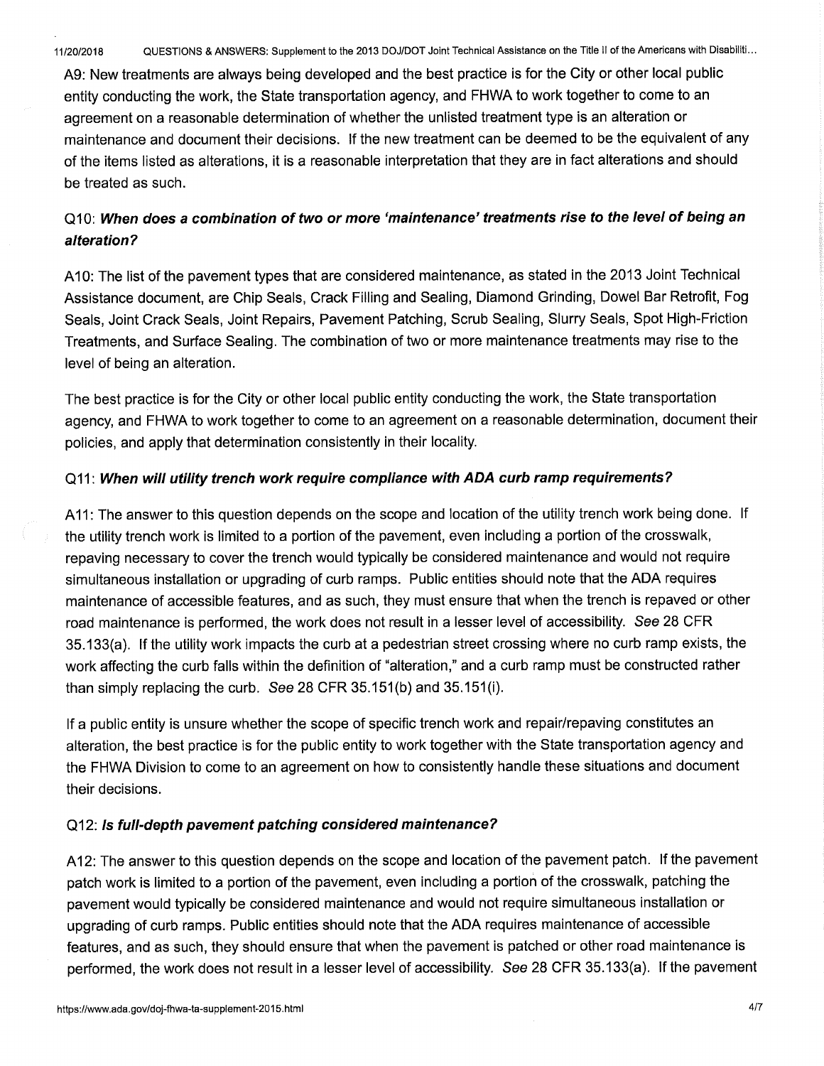A9: New treatments are always being developed and the best practice is for the City or other local public entity conducting the work, the State transportation agency, and FHWA to work together to come to an agreement on a reasonable determination of whether the unlisted treatment type is an alteration or maintenance and document their decisions. If the new treatment can be deemed to be the equivalent of any of the items listed as alterations, it is a reasonable interpretation that they are in fact alterations and should be treated as such.

### Q10: *When does a combination of two or more 'maintenance' treatments rise to the level of being an alteration?*

A10: The list of the pavement types that are considered maintenance, as stated in the 2013 Joint Technical Assistance document, are Chip Seals, Crack Filling and Sealing, Diamond Grinding, Dowel Bar Retrofit, Fog Seals, Joint Crack Seals, Joint Repairs, Pavement Patching, Scrub Sealing, Slurry Seals, Spot High-Friction Treatments, and Surface Sealing. The combination of two or more maintenance treatments may rise to the level of being an alteration.

The best practice is for the City or other local public entity conducting the work, the State transportation agency, and FHWA to work together to come to an agreement on a reasonable determination, document their policies, and apply that determination consistently in their locality.

### Q11: *When will utility trench work require compliance with ADA curb ramp requirements?*

A11: The answer to this question depends on the scope and location of the utility trench work being done. If the utility trench work is limited to a portion of the pavement, even including a portion of the crosswalk, repaving necessary to cover the trench would typically be considered maintenance and would not require simultaneous installation or upgrading of curb ramps. Public entities should note that the ADA requires maintenance of accessible features, and as such, they must ensure that when the trench is repaved or other road maintenance is performed, the work does not result in a lesser level of accessibility. *See* 28 CFR 35.133(a). If the utility work impacts the curb at a pedestrian street crossing where no curb ramp exists, the work affecting the curb falls within the definition of "alteration," and a curb ramp must be constructed rather than simply replacing the curb. *See* 28 CFR 35.151(b) and 35.151(i).

If a public entity is unsure whether the scope of specific trench work and repair/repaving constitutes an alteration, the best practice is for the public entity to work together with the State transportation agency and the FHWA Division to come to an agreement on how to consistently handle these situations and document their decisions.

### Q12: *Is full-depth pavement patching considered maintenance?*

A12: The answer to this question depends on the scope and location of the pavement patch. If the pavement patch work is limited to a portion of the pavement, even including a portion of the crosswalk, patching the pavement would typically be considered maintenance and would not require simultaneous installation or upgrading of curb ramps. Public entities should note that the ADA requires maintenance of accessible features, and as such, they should ensure that when the pavement is patched or other road maintenance is performed, the work does not result in a lesser level of accessibility. *See* 28 CFR 35.133(a). If the pavement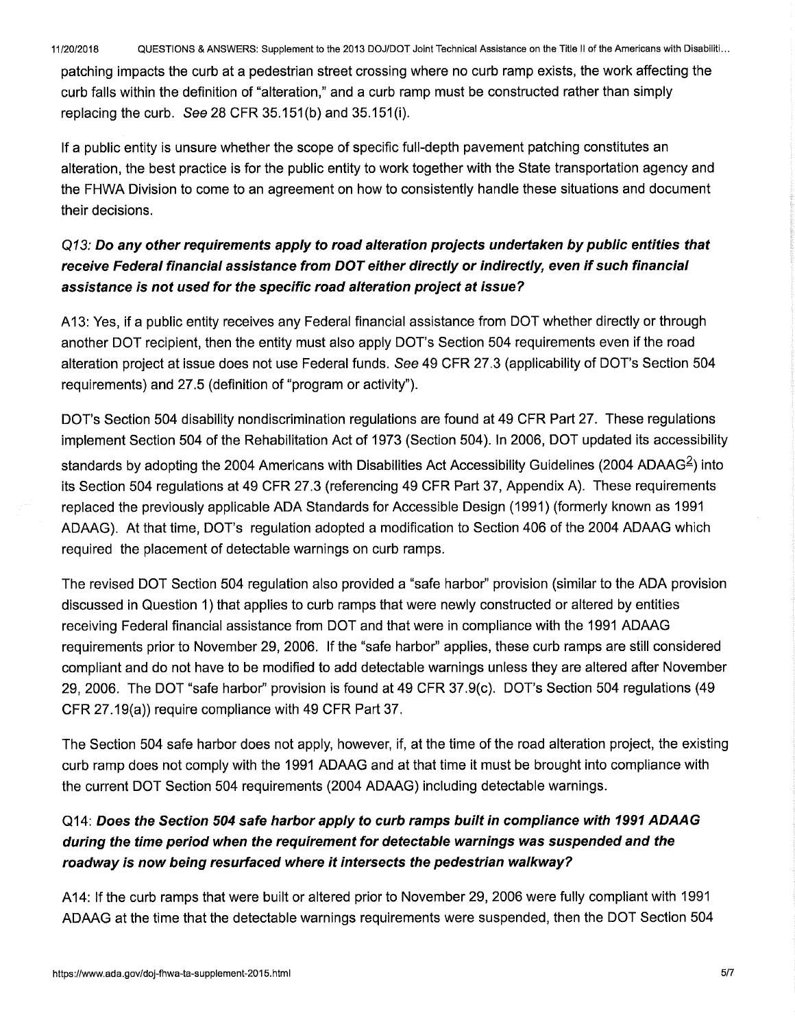patching impacts the curb at a pedestrian street crossing where no curb ramp exists, the work affecting the curb falls within the definition of "alteration," and a curb ramp must be constructed rather than simply replacing the curb. *See* 28 CFR 35.151(b) and 35.151(i).

If a public entity is unsure whether the scope of specific full-depth pavement patching constitutes an alteration, the best practice is for the public entity to work together with the State transportation agency and the FHWA Division to come to an agreement on how to consistently handle these situations and document their decisions.

### *Q13:* ***Do any other requirements apply to road alteration projects undertaken by public entities that receive Federal financial assistance from DOT either directly or indirectly, even if such financial assistance is not used for the specific road alteration project at issue?***

A13: Yes, if a public entity receives any Federal financial assistance from DOT whether directly or through another DOT recipient, then the entity must also apply DOT's Section 504 requirements even if the road alteration project at issue does not use Federal funds. *See* 49 CFR 27.3 (applicability of DOT's Section 504 requirements) and 27.5 (definition of "program or activity").

DOT's Section 504 disability nondiscrimination regulations are found at 49 CFR Part 27. These regulations implement Section 504 of the Rehabilitation Act of 1973 (Section 504). In 2006, DOT updated its accessibility standards by adopting the 2004 Americans with Disabilities Act Accessibility Guidelines (2004 ADAAG[2]) into its Section 504 regulations at 49 CFR 27.3 (referencing 49 CFR Part 37, Appendix A). These requirements replaced the previously applicable ADA Standards for Accessible Design (1991) (formerly known as 1991 ADAAG). At that time, DOT's regulation adopted a modification to Section 406 of the 2004 ADAAG which required the placement of detectable warnings on curb ramps.

The revised DOT Section 504 regulation also provided a "safe harbor" provision (similar to the ADA provision discussed in Question 1) that applies to curb ramps that were newly constructed or altered by entities receiving Federal financial assistance from DOT and that were in compliance with the 1991 ADAAG requirements prior to November 29, 2006. If the "safe harbor" applies, these curb ramps are still considered compliant and do not have to be modified to add detectable warnings unless they are altered after November 29, 2006. The DOT "safe harbor" provision is found at 49 CFR 37.9(c). DOT's Section 504 regulations (49 CFR 27.19(a)) require compliance with 49 CFR Part 37.

The Section 504 safe harbor does not apply, however, if, at the time of the road alteration project, the existing curb ramp does not comply with the 1991 ADAAG and at that time it must be brought into compliance with the current DOT Section 504 requirements (2004 ADAAG) including detectable warnings.

### Q14: ***Does the Section 504 safe harbor apply to curb ramps built in compliance with 1991 ADAAG during the time period when the requirement for detectable warnings was suspended and the roadway is now being resurfaced where it intersects the pedestrian walkway?***

A14: If the curb ramps that were built or altered prior to November 29, 2006 were fully compliant with 1991 ADAAG at the time that the detectable warnings requirements were suspended, then the DOT Section 504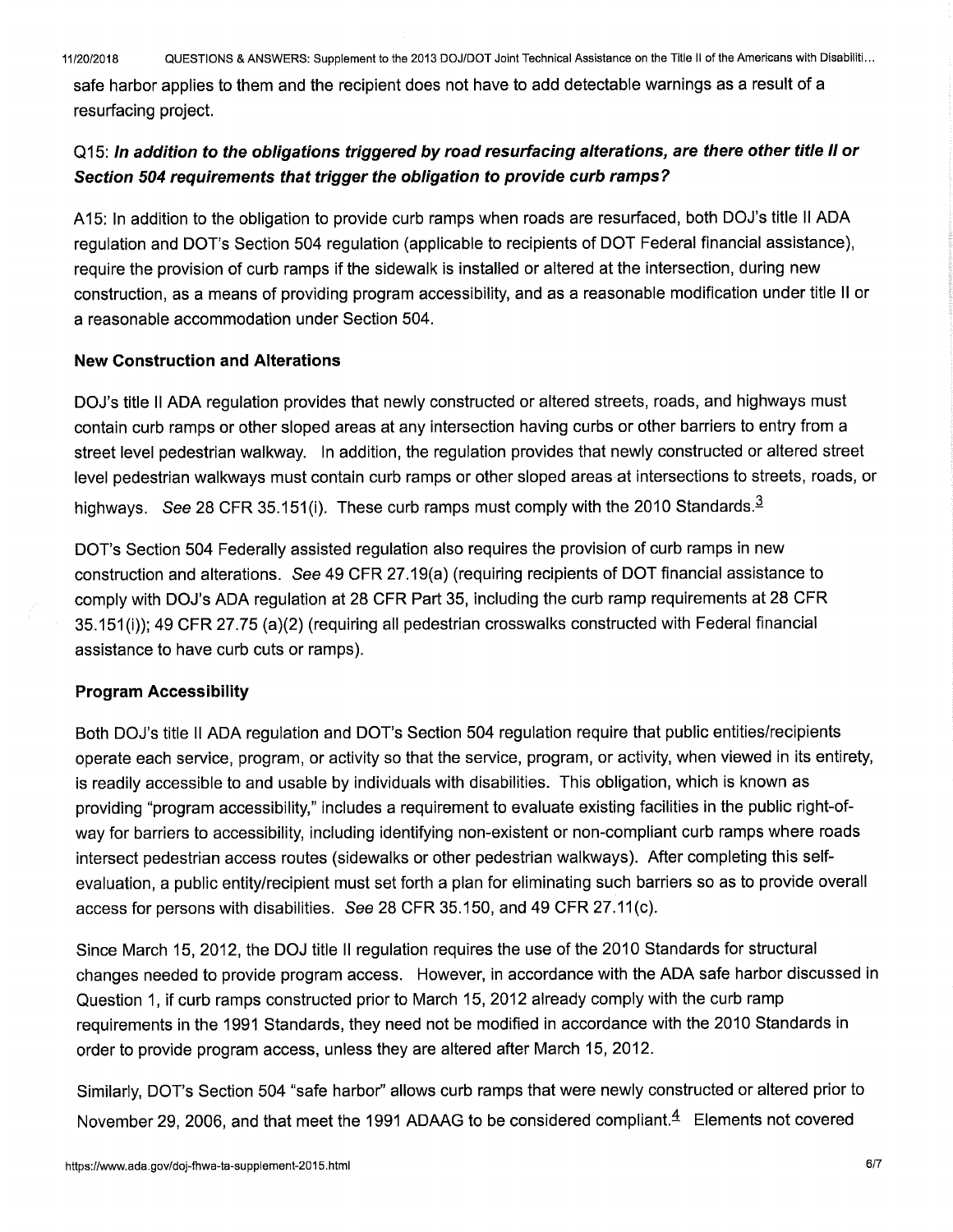safe harbor applies to them and the recipient does not have to add detectable warnings as a result of a resurfacing project.

### Q15: *In addition to the obligations triggered by road resurfacing alterations, are there other title II or Section 504 requirements that trigger the obligation to provide curb ramps?*

A15: In addition to the obligation to provide curb ramps when roads are resurfaced, both DOJ's title II ADA regulation and DOT's Section 504 regulation (applicable to recipients of DOT Federal financial assistance), require the provision of curb ramps if the sidewalk is installed or altered at the intersection, during new construction, as a means of providing program accessibility, and as a reasonable modification under title II or a reasonable accommodation under Section 504.

**New Construction and Alterations**

DOJ's title II ADA regulation provides that newly constructed or altered streets, roads, and highways must contain curb ramps or other sloped areas at any intersection having curbs or other barriers to entry from a street level pedestrian walkway. In addition, the regulation provides that newly constructed or altered street level pedestrian walkways must contain curb ramps or other sloped areas at intersections to streets, roads, or highways. *See* 28 CFR 35.151(i). These curb ramps must comply with the 2010 Standards.[3]

DOT's Section 504 Federally assisted regulation also requires the provision of curb ramps in new construction and alterations. *See* 49 CFR 27.19(a) (requiring recipients of DOT financial assistance to comply with DOJ's ADA regulation at 28 CFR Part 35, including the curb ramp requirements at 28 CFR 35.151(i)); 49 CFR 27.75 (a)(2) (requiring all pedestrian crosswalks constructed with Federal financial assistance to have curb cuts or ramps).

**Program Accessibility**

Both DOJ's title II ADA regulation and DOT's Section 504 regulation require that public entities/recipients operate each service, program, or activity so that the service, program, or activity, when viewed in its entirety, is readily accessible to and usable by individuals with disabilities. This obligation, which is known as providing "program accessibility," includes a requirement to evaluate existing facilities in the public right-of-way for barriers to accessibility, including identifying non-existent or non-compliant curb ramps where roads intersect pedestrian access routes (sidewalks or other pedestrian walkways). After completing this self-evaluation, a public entity/recipient must set forth a plan for eliminating such barriers so as to provide overall access for persons with disabilities. *See* 28 CFR 35.150, and 49 CFR 27.11(c).

Since March 15, 2012, the DOJ title II regulation requires the use of the 2010 Standards for structural changes needed to provide program access. However, in accordance with the ADA safe harbor discussed in Question 1, if curb ramps constructed prior to March 15, 2012 already comply with the curb ramp requirements in the 1991 Standards, they need not be modified in accordance with the 2010 Standards in order to provide program access, unless they are altered after March 15, 2012.

Similarly, DOT's Section 504 "safe harbor" allows curb ramps that were newly constructed or altered prior to November 29, 2006, and that meet the 1991 ADAAG to be considered compliant.[4] Elements not covered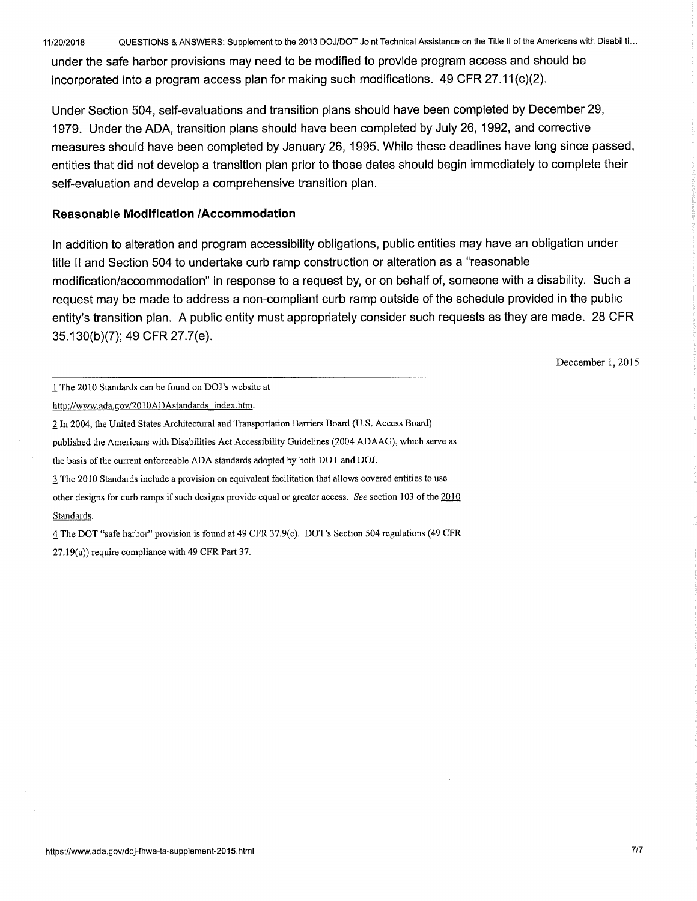under the safe harbor provisions may need to be modified to provide program access and should be incorporated into a program access plan for making such modifications. 49 CFR 27.11(c)(2).

Under Section 504, self-evaluations and transition plans should have been completed by December 29, 1979. Under the ADA, transition plans should have been completed by July 26, 1992, and corrective measures should have been completed by January 26, 1995. While these deadlines have long since passed, entities that did not develop a transition plan prior to those dates should begin immediately to complete their self-evaluation and develop a comprehensive transition plan.

### Reasonable Modification /Accommodation

In addition to alteration and program accessibility obligations, public entities may have an obligation under title II and Section 504 to undertake curb ramp construction or alteration as a "reasonable modification/accommodation" in response to a request by, or on behalf of, someone with a disability. Such a request may be made to address a non-compliant curb ramp outside of the schedule provided in the public entity's transition plan. A public entity must appropriately consider such requests as they are made. 28 CFR 35.130(b)(7); 49 CFR 27.7(e).

December 1, 2015

---

1 The 2010 Standards can be found on DOJ's website at http://www.ada.gov/2010ADAstandards_index.htm.

2 In 2004, the United States Architectural and Transportation Barriers Board (U.S. Access Board) published the Americans with Disabilities Act Accessibility Guidelines (2004 ADAAG), which serve as the basis of the current enforceable ADA standards adopted by both DOT and DOJ.

3 The 2010 Standards include a provision on equivalent facilitation that allows covered entities to use other designs for curb ramps if such designs provide equal or greater access. *See* section 103 of the 2010 Standards.

4 The DOT "safe harbor" provision is found at 49 CFR 37.9(c). DOT's Section 504 regulations (49 CFR 27.19(a)) require compliance with 49 CFR Part 37.